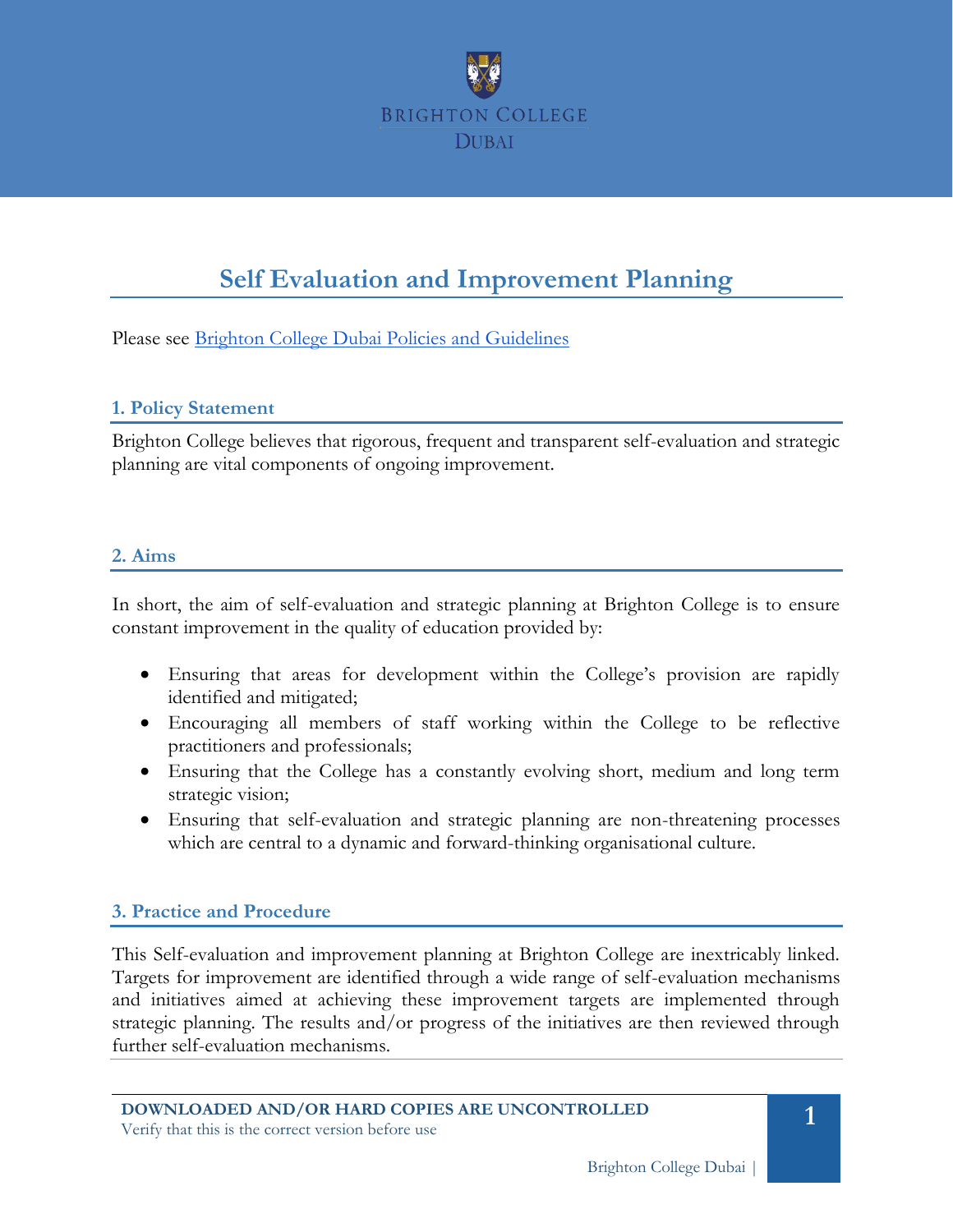# Self Evaluation and Improvement Planning

Please see [Brighton College Dubai Policies and Guidelines]

## 1. Policy Statement

Brighton College believes that rigorous, frequent and transparent self-evaluation and strategic planning are vital components of ongoing improvement.

## 2. Aims

In short, the aim of self-evaluation and strategic planning at Brighton College is to ensure constant improvement in the quality of education provided by:

- Ensuring that areas for development within the College's provision are rapidly identified and mitigated;
- Encouraging all members of staff working within the College to be reflective practitioners and professionals;
- Ensuring that the College has a constantly evolving short, medium and long term strategic vision;
- Ensuring that self-evaluation and strategic planning are non-threatening processes which are central to a dynamic and forward-thinking organisational culture.

## 3. Practice and Procedure

This Self-evaluation and improvement planning at Brighton College are inextricably linked. Targets for improvement are identified through a wide range of self-evaluation mechanisms and initiatives aimed at achieving these improvement targets are implemented through strategic planning. The results and/or progress of the initiatives are then reviewed through further self-evaluation mechanisms.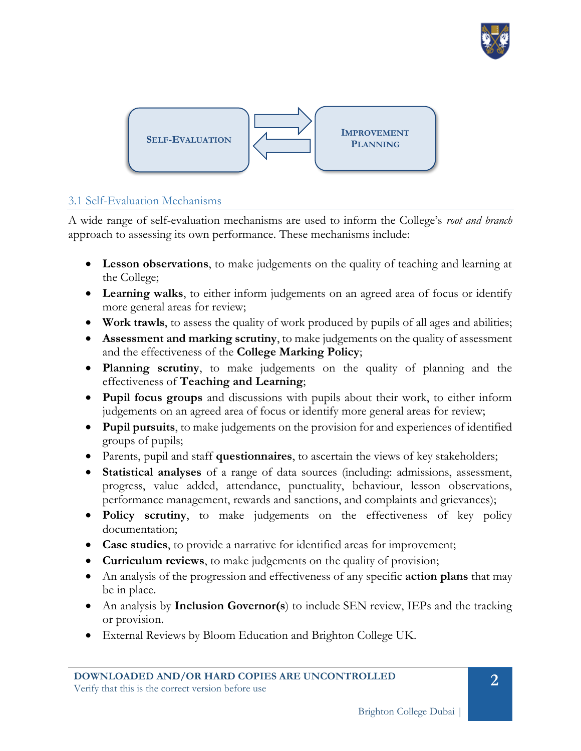SELF-EVALUATION ⇄ IMPROVEMENT PLANNING

### 3.1 Self-Evaluation Mechanisms

A wide range of self-evaluation mechanisms are used to inform the College's *root and branch* approach to assessing its own performance. These mechanisms include:

- **Lesson observations**, to make judgements on the quality of teaching and learning at the College;
- **Learning walks**, to either inform judgements on an agreed area of focus or identify more general areas for review;
- **Work trawls**, to assess the quality of work produced by pupils of all ages and abilities;
- **Assessment and marking scrutiny**, to make judgements on the quality of assessment and the effectiveness of the **College Marking Policy**;
- **Planning scrutiny**, to make judgements on the quality of planning and the effectiveness of **Teaching and Learning**;
- **Pupil focus groups** and discussions with pupils about their work, to either inform judgements on an agreed area of focus or identify more general areas for review;
- **Pupil pursuits**, to make judgements on the provision for and experiences of identified groups of pupils;
- Parents, pupil and staff **questionnaires**, to ascertain the views of key stakeholders;
- **Statistical analyses** of a range of data sources (including: admissions, assessment, progress, value added, attendance, punctuality, behaviour, lesson observations, performance management, rewards and sanctions, and complaints and grievances);
- **Policy scrutiny**, to make judgements on the effectiveness of key policy documentation;
- **Case studies**, to provide a narrative for identified areas for improvement;
- **Curriculum reviews**, to make judgements on the quality of provision;
- An analysis of the progression and effectiveness of any specific **action plans** that may be in place.
- An analysis by **Inclusion Governor(s**) to include SEN review, IEPs and the tracking or provision.
- External Reviews by Bloom Education and Brighton College UK.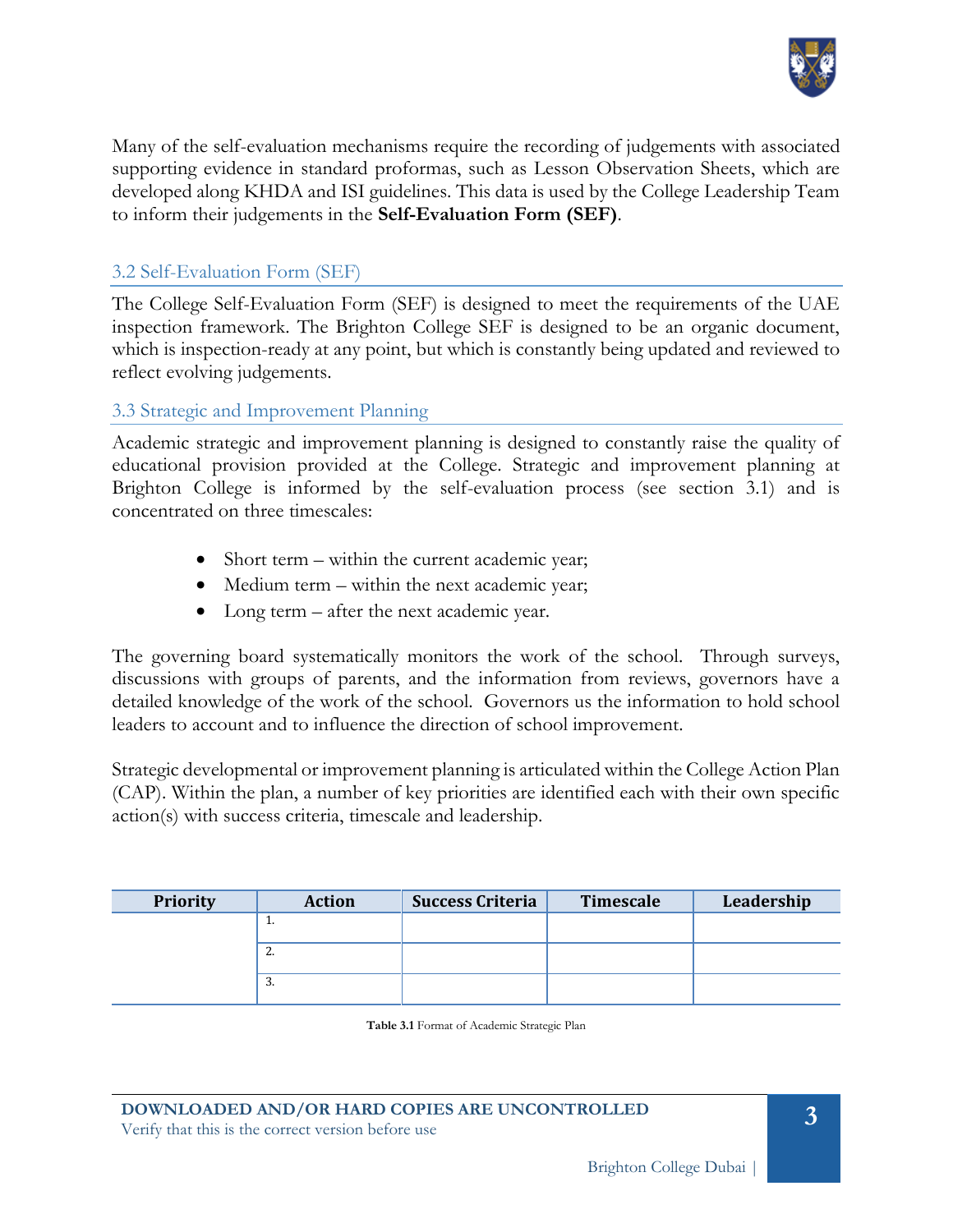Many of the self-evaluation mechanisms require the recording of judgements with associated supporting evidence in standard proformas, such as Lesson Observation Sheets, which are developed along KHDA and ISI guidelines. This data is used by the College Leadership Team to inform their judgements in the **Self-Evaluation Form (SEF)**.

## 3.2 Self-Evaluation Form (SEF)

The College Self-Evaluation Form (SEF) is designed to meet the requirements of the UAE inspection framework. The Brighton College SEF is designed to be an organic document, which is inspection-ready at any point, but which is constantly being updated and reviewed to reflect evolving judgements.

## 3.3 Strategic and Improvement Planning

Academic strategic and improvement planning is designed to constantly raise the quality of educational provision provided at the College. Strategic and improvement planning at Brighton College is informed by the self-evaluation process (see section 3.1) and is concentrated on three timescales:

- Short term – within the current academic year;
- Medium term – within the next academic year;
- Long term – after the next academic year.

The governing board systematically monitors the work of the school. Through surveys, discussions with groups of parents, and the information from reviews, governors have a detailed knowledge of the work of the school. Governors us the information to hold school leaders to account and to influence the direction of school improvement.

Strategic developmental or improvement planning is articulated within the College Action Plan (CAP). Within the plan, a number of key priorities are identified each with their own specific action(s) with success criteria, timescale and leadership.

| Priority | Action | Success Criteria | Timescale | Leadership |
|---|---|---|---|---|
| | 1. | | | |
| | 2. | | | |
| | 3. | | | |

**Table 3.1** Format of Academic Strategic Plan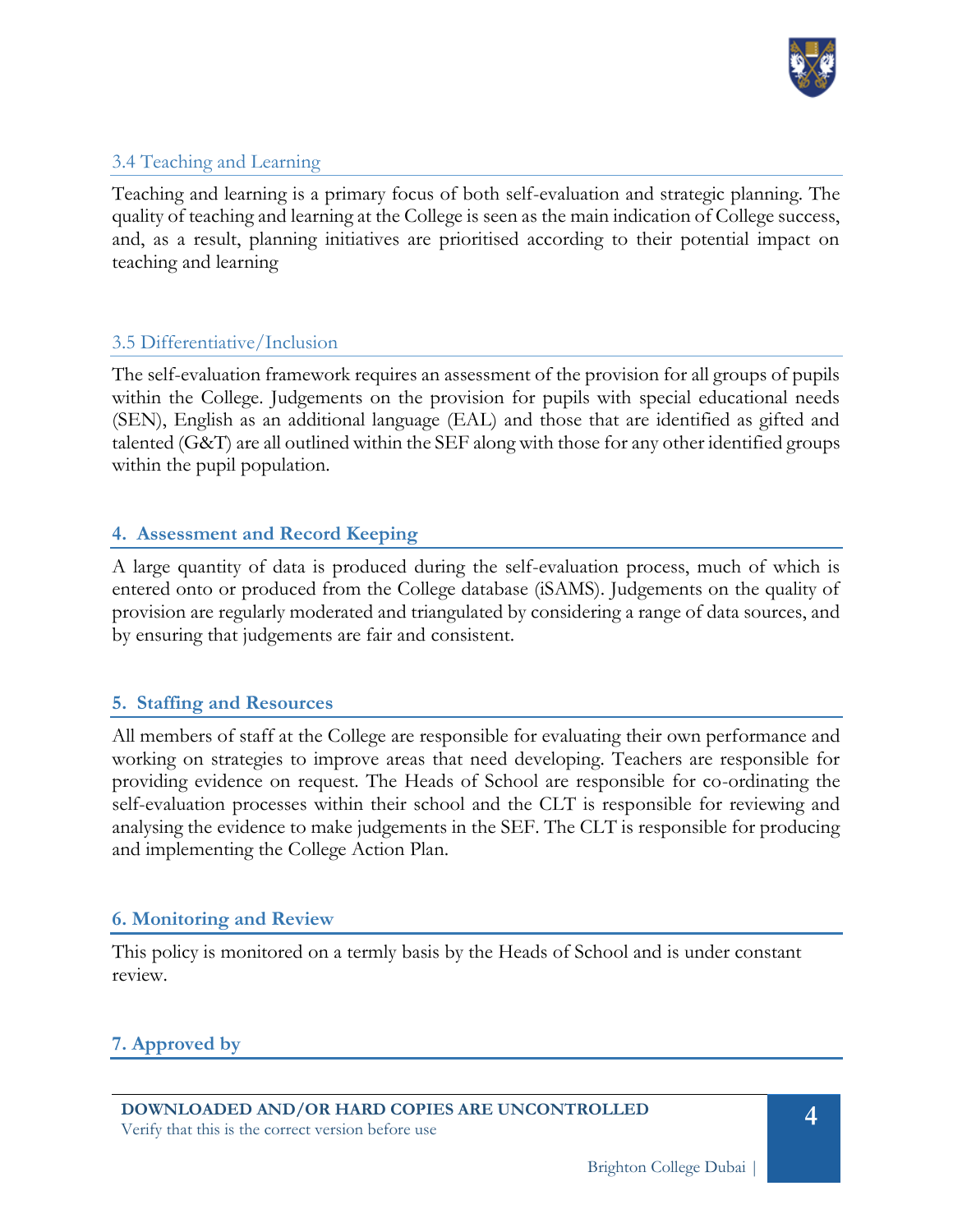### 3.4 Teaching and Learning

Teaching and learning is a primary focus of both self-evaluation and strategic planning. The quality of teaching and learning at the College is seen as the main indication of College success, and, as a result, planning initiatives are prioritised according to their potential impact on teaching and learning

### 3.5 Differentiative/Inclusion

The self-evaluation framework requires an assessment of the provision for all groups of pupils within the College. Judgements on the provision for pupils with special educational needs (SEN), English as an additional language (EAL) and those that are identified as gifted and talented (G&T) are all outlined within the SEF along with those for any other identified groups within the pupil population.

## 4. Assessment and Record Keeping

A large quantity of data is produced during the self-evaluation process, much of which is entered onto or produced from the College database (iSAMS). Judgements on the quality of provision are regularly moderated and triangulated by considering a range of data sources, and by ensuring that judgements are fair and consistent.

## 5. Staffing and Resources

All members of staff at the College are responsible for evaluating their own performance and working on strategies to improve areas that need developing. Teachers are responsible for providing evidence on request. The Heads of School are responsible for co-ordinating the self-evaluation processes within their school and the CLT is responsible for reviewing and analysing the evidence to make judgements in the SEF. The CLT is responsible for producing and implementing the College Action Plan.

## 6. Monitoring and Review

This policy is monitored on a termly basis by the Heads of School and is under constant review.

## 7. Approved by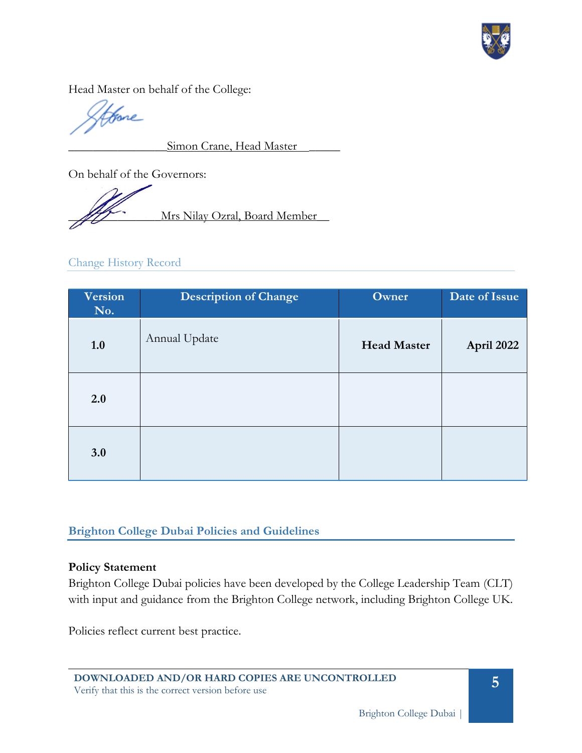Head Master on behalf of the College:

________________Simon Crane, Head Master______

On behalf of the Governors:

______________Mrs Nilay Ozral, Board Member__

## Change History Record

| Version No. | Description of Change | Owner | Date of Issue |
|---|---|---|---|
| **1.0** | Annual Update | **Head Master** | **April 2022** |
| **2.0** | | | |
| **3.0** | | | |

## Brighton College Dubai Policies and Guidelines

**Policy Statement**

Brighton College Dubai policies have been developed by the College Leadership Team (CLT) with input and guidance from the Brighton College network, including Brighton College UK.

Policies reflect current best practice.

**DOWNLOADED AND/OR HARD COPIES ARE UNCONTROLLED**
Verify that this is the correct version before use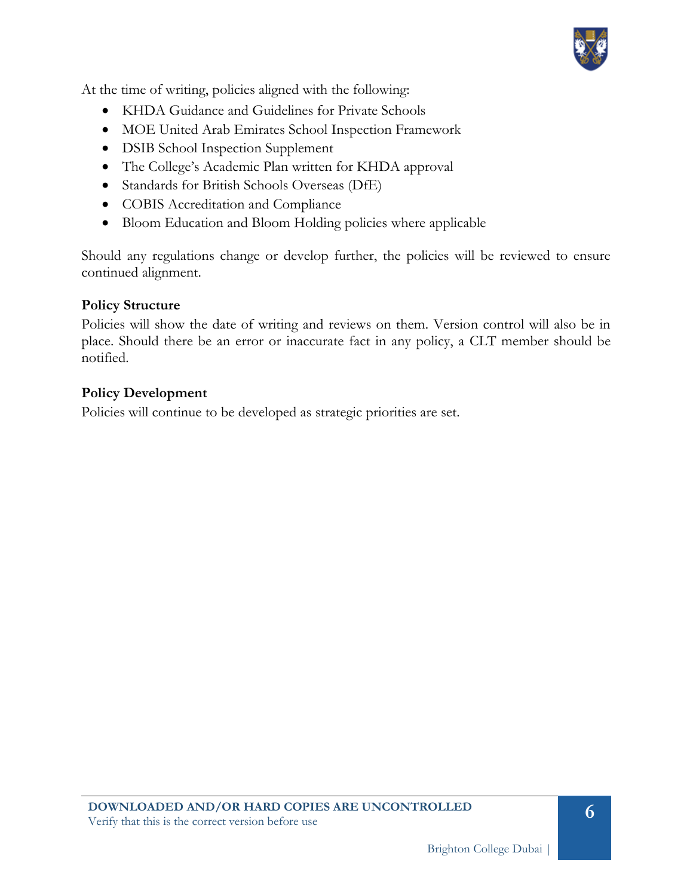At the time of writing, policies aligned with the following:

- KHDA Guidance and Guidelines for Private Schools
- MOE United Arab Emirates School Inspection Framework
- DSIB School Inspection Supplement
- The College's Academic Plan written for KHDA approval
- Standards for British Schools Overseas (DfE)
- COBIS Accreditation and Compliance
- Bloom Education and Bloom Holding policies where applicable

Should any regulations change or develop further, the policies will be reviewed to ensure continued alignment.

**Policy Structure**

Policies will show the date of writing and reviews on them. Version control will also be in place. Should there be an error or inaccurate fact in any policy, a CLT member should be notified.

**Policy Development**

Policies will continue to be developed as strategic priorities are set.